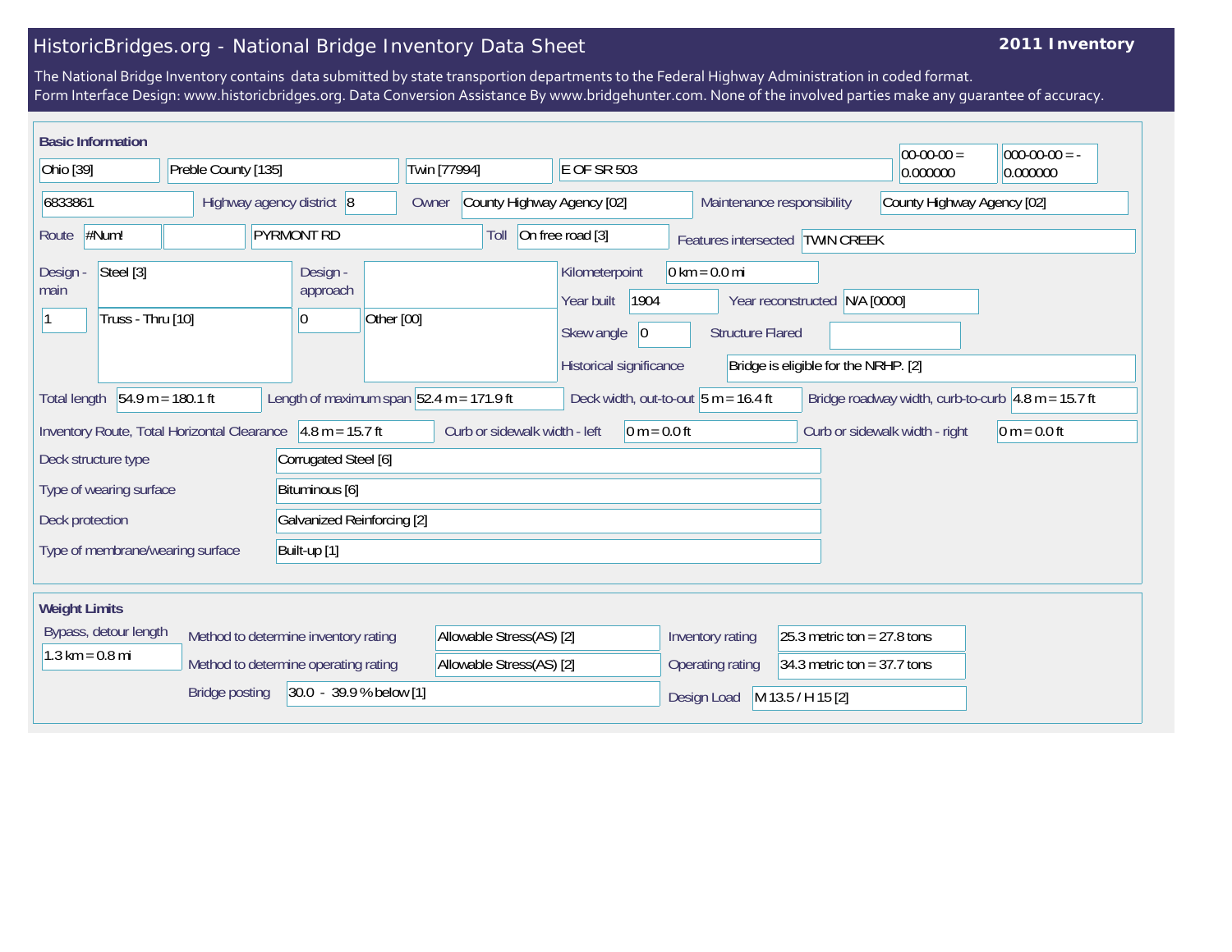# HistoricBridges.org - National Bridge Inventory Data Sheet

**2011 Inventory**

The National Bridge Inventory contains data submitted by state transportion departments to the Federal Highway Administration in coded format.
Form Interface Design: www.historicbridges.org. Data Conversion Assistance By www.bridgehunter.com. None of the involved parties make any guarantee of accuracy.

## Basic Information

| | |
|---|---|
| State | Ohio [39] |
| County | Preble County [135] |
| Place | Twin [77994] |
| Location | E OF SR 503 |
| Latitude | 00-00-00 = 0.000000 |
| Longitude | 000-00-00 = - 0.000000 |
| Structure number | 6833861 |
| Highway agency district | 8 |
| Owner | County Highway Agency [02] |
| Maintenance responsibility | County Highway Agency [02] |
| Route | #Num! |
| Facility carried | PYRMONT RD |
| Toll | On free road [3] |
| Features intersected | TWIN CREEK |
| Design - main | Steel [3] |
| | 1 — Truss - Thru [10] |
| Design - approach | |
| | 0 — Other [00] |
| Kilometerpoint | 0 km = 0.0 mi |
| Year built | 1904 |
| Year reconstructed | N/A [0000] |
| Skew angle | 0 |
| Structure Flared | |
| Historical significance | Bridge is eligible for the NRHP. [2] |
| Total length | 54.9 m = 180.1 ft |
| Length of maximum span | 52.4 m = 171.9 ft |
| Deck width, out-to-out | 5 m = 16.4 ft |
| Bridge roadway width, curb-to-curb | 4.8 m = 15.7 ft |
| Inventory Route, Total Horizontal Clearance | 4.8 m = 15.7 ft |
| Curb or sidewalk width - left | 0 m = 0.0 ft |
| Curb or sidewalk width - right | 0 m = 0.0 ft |
| Deck structure type | Corrugated Steel [6] |
| Type of wearing surface | Bituminous [6] |
| Deck protection | Galvanized Reinforcing [2] |
| Type of membrane/wearing surface | Built-up [1] |

## Weight Limits

| | |
|---|---|
| Bypass, detour length | 1.3 km = 0.8 mi |
| Method to determine inventory rating | Allowable Stress(AS) [2] |
| Method to determine operating rating | Allowable Stress(AS) [2] |
| Bridge posting | 30.0 - 39.9 % below [1] |
| Inventory rating | 25.3 metric ton = 27.8 tons |
| Operating rating | 34.3 metric ton = 37.7 tons |
| Design Load | M 13.5 / H 15 [2] |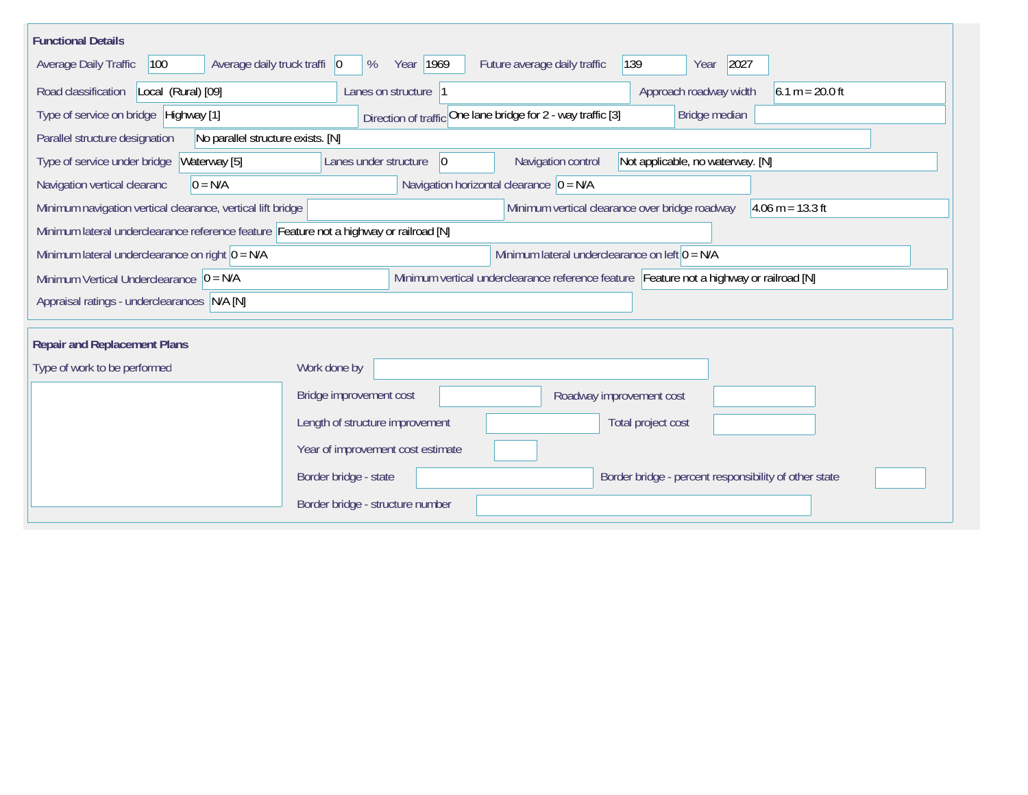## Functional Details

| Field | Value |
|---|---|
| Average Daily Traffic | 100 |
| Average daily truck traffi | 0 % |
| Year | 1969 |
| Future average daily traffic | 139 |
| Year | 2027 |
| Road classification | Local (Rural) [09] |
| Lanes on structure | 1 |
| Approach roadway width | 6.1 m = 20.0 ft |
| Type of service on bridge | Highway [1] |
| Direction of traffic | One lane bridge for 2 - way traffic [3] |
| Bridge median | |
| Parallel structure designation | No parallel structure exists. [N] |
| Type of service under bridge | Waterway [5] |
| Lanes under structure | 0 |
| Navigation control | Not applicable, no waterway. [N] |
| Navigation vertical clearanc | 0 = N/A |
| Navigation horizontal clearance | 0 = N/A |
| Minimum navigation vertical clearance, vertical lift bridge | |
| Minimum vertical clearance over bridge roadway | 4.06 m = 13.3 ft |
| Minimum lateral underclearance reference feature | Feature not a highway or railroad [N] |
| Minimum lateral underclearance on right | 0 = N/A |
| Minimum lateral underclearance on left | 0 = N/A |
| Minimum Vertical Underclearance | 0 = N/A |
| Minimum vertical underclearance reference feature | Feature not a highway or railroad [N] |
| Appraisal ratings - underclearances | N/A [N] |

## Repair and Replacement Plans

| Field | Value |
|---|---|
| Type of work to be performed | |
| Work done by | |
| Bridge improvement cost | |
| Roadway improvement cost | |
| Length of structure improvement | |
| Total project cost | |
| Year of improvement cost estimate | |
| Border bridge - state | |
| Border bridge - percent responsibility of other state | |
| Border bridge - structure number | |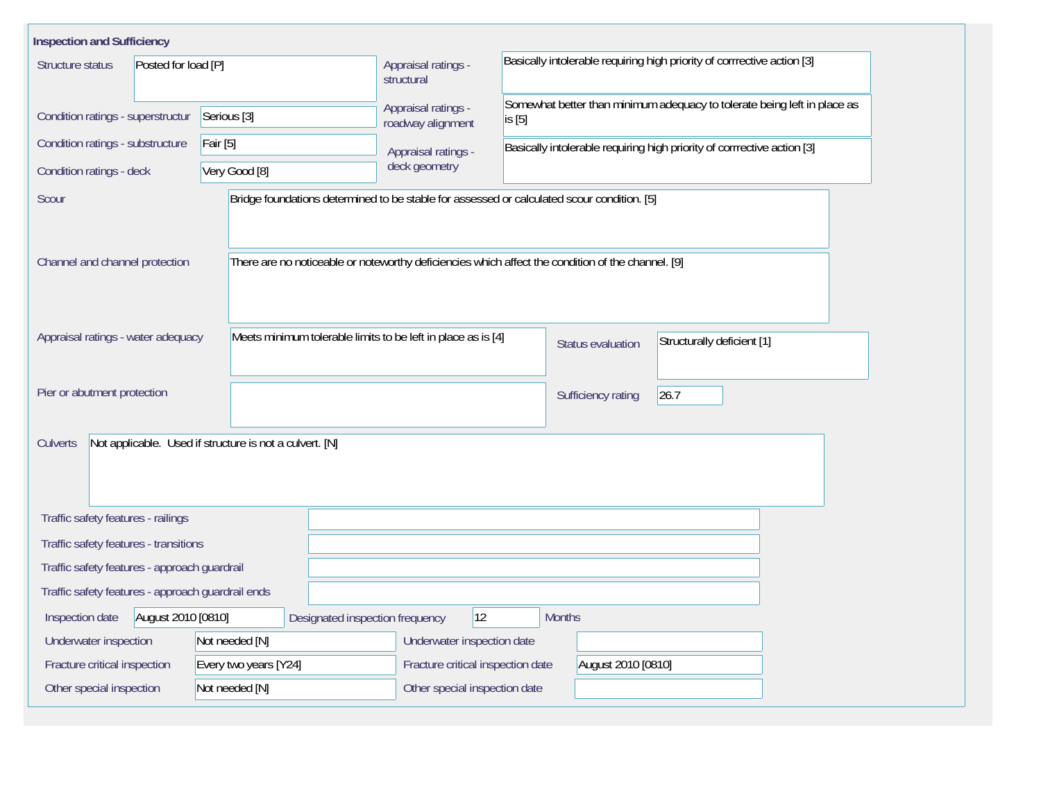## Inspection and Sufficiency

| Field | Value |
|---|---|
| Structure status | Posted for load [P] |
| Condition ratings - superstructur | Serious [3] |
| Condition ratings - substructure | Fair [5] |
| Condition ratings - deck | Very Good [8] |
| Appraisal ratings - structural | Basically intolerable requiring high priority of corrrective action [3] |
| Appraisal ratings - roadway alignment | Somewhat better than minimum adequacy to tolerate being left in place as is [5] |
| Appraisal ratings - deck geometry | Basically intolerable requiring high priority of corrrective action [3] |
| Scour | Bridge foundations determined to be stable for assessed or calculated scour condition. [5] |
| Channel and channel protection | There are no noticeable or noteworthy deficiencies which affect the condition of the channel. [9] |
| Appraisal ratings - water adequacy | Meets minimum tolerable limits to be left in place as is [4] |
| Status evaluation | Structurally deficient [1] |
| Pier or abutment protection | |
| Sufficiency rating | 26.7 |
| Culverts | Not applicable.  Used if structure is not a culvert. [N] |
| Traffic safety features - railings | |
| Traffic safety features - transitions | |
| Traffic safety features - approach guardrail | |
| Traffic safety features - approach guardrail ends | |

| Field | Value | Field | Value |
|---|---|---|---|
| Inspection date | August 2010 [0810] | Designated inspection frequency | 12 Months |
| Underwater inspection | Not needed [N] | Underwater inspection date | |
| Fracture critical inspection | Every two years [Y24] | Fracture critical inspection date | August 2010 [0810] |
| Other special inspection | Not needed [N] | Other special inspection date | |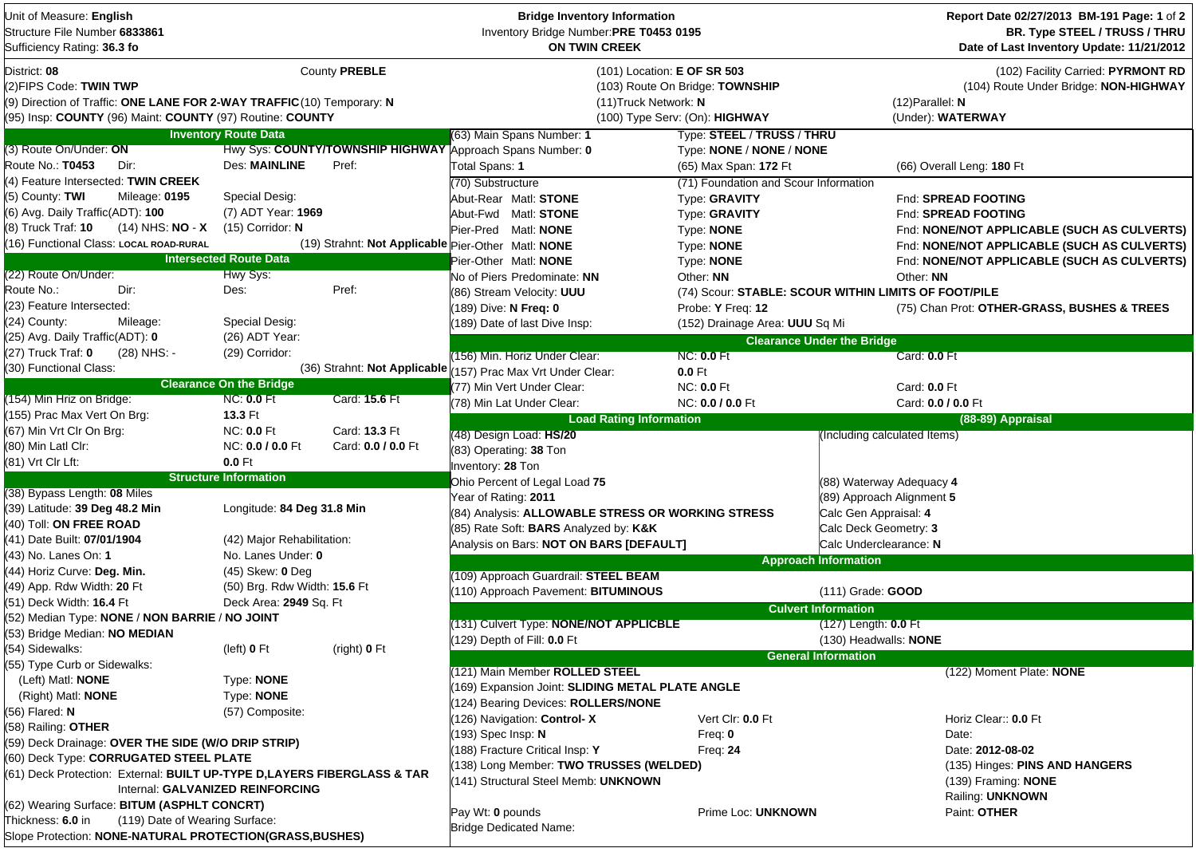Unit of Measure: **English**
Structure File Number **6833861**
Sufficiency Rating: **36.3 fo**

**Bridge Inventory Information**
Inventory Bridge Number:**PRE T0453 0195**
**ON TWIN CREEK**

**Report Date 02/27/2013 BM-191 Page: 1 of 2**
**BR. Type STEEL / TRUSS / THRU**
**Date of Last Inventory Update: 11/21/2012**

District: **08** County **PREBLE**
(2)FIPS Code: **TWIN TWP**
(9) Direction of Traffic: **ONE LANE FOR 2-WAY TRAFFIC** (10) Temporary: **N**
(95) Insp: **COUNTY** (96) Maint: **COUNTY** (97) Routine: **COUNTY**

(101) Location: **E OF SR 503** (102) Facility Carried: **PYRMONT RD**
(103) Route On Bridge: **TOWNSHIP** (104) Route Under Bridge: **NON-HIGHWAY**
(11)Truck Network: **N** (12)Parallel: **N**
(100) Type Serv: (On): **HIGHWAY** (Under): **WATERWAY**

## Inventory Route Data

(3) Route On/Under: **ON** Hwy Sys: **COUNTY/TOWNSHIP HIGHWAY**
Route No.: **T0453** Dir: Des: **MAINLINE** Pref:
(4) Feature Intersected: **TWIN CREEK**
(5) County: **TWI** Mileage: **0195** Special Desig:
(6) Avg. Daily Traffic(ADT): **100** (7) ADT Year: **1969**
(8) Truck Traf: **10** (14) NHS: **NO - X** (15) Corridor: **N**
(16) Functional Class: **LOCAL ROAD-RURAL** (19) Strahnt: **Not Applicable**

## Intersected Route Data

(22) Route On/Under: Hwy Sys:
Route No.: Dir: Des: Pref:
(23) Feature Intersected:
(24) County: Mileage: Special Desig:
(25) Avg. Daily Traffic(ADT): **0** (26) ADT Year:
(27) Truck Traf: **0** (28) NHS: - (29) Corridor:
(30) Functional Class: (36) Strahnt: **Not Applicable**

## Clearance On the Bridge

(154) Min Hriz on Bridge: NC: **0.0** Ft Card: **15.6** Ft
(155) Prac Max Vert On Brg: **13.3** Ft
(67) Min Vrt Clr On Brg: NC: **0.0** Ft Card: **13.3** Ft
(80) Min Latl Clr: NC: **0.0 / 0.0** Ft Card: **0.0 / 0.0** Ft
(81) Vrt Clr Lft: **0.0** Ft

## Structure Information

(38) Bypass Length: **08** Miles
(39) Latitude: **39 Deg 48.2 Min** Longitude: **84 Deg 31.8 Min**
(40) Toll: **ON FREE ROAD**
(41) Date Built: **07/01/1904** (42) Major Rehabilitation:
(43) No. Lanes On: **1** No. Lanes Under: **0**
(44) Horiz Curve: **Deg. Min.** (45) Skew: **0** Deg
(49) App. Rdw Width: **20** Ft (50) Brg. Rdw Width: **15.6** Ft
(51) Deck Width: **16.4** Ft Deck Area: **2949** Sq. Ft
(52) Median Type: **NONE** / **NON BARRIE** / **NO JOINT**
(53) Bridge Median: **NO MEDIAN**
(54) Sidewalks: (left) **0** Ft (right) **0** Ft
(55) Type Curb or Sidewalks:
(Left) Matl: **NONE** Type: **NONE**
(Right) Matl: **NONE** Type: **NONE**
(56) Flared: **N** (57) Composite:
(58) Railing: **OTHER**
(59) Deck Drainage: **OVER THE SIDE (W/O DRIP STRIP)**
(60) Deck Type: **CORRUGATED STEEL PLATE**
(61) Deck Protection: External: **BUILT UP-TYPE D,LAYERS FIBERGLASS & TAR**
Internal: **GALVANIZED REINFORCING**
(62) Wearing Surface: **BITUM (ASPHLT CONCRT)**
Thickness: **6.0** in (119) Date of Wearing Surface:
Slope Protection: **NONE-NATURAL PROTECTION(GRASS,BUSHES)**

---

(63) Main Spans Number: **1** Type: **STEEL / TRUSS / THRU**
Approach Spans Number: **0** Type: **NONE / NONE / NONE**
Total Spans: **1** (65) Max Span: **172** Ft (66) Overall Leng: **180** Ft

| (70) Substructure | (71) Foundation and Scour Information | |
|---|---|---|
| Abut-Rear Matl: **STONE** | Type: **GRAVITY** | Fnd: **SPREAD FOOTING** |
| Abut-Fwd Matl: **STONE** | Type: **GRAVITY** | Fnd: **SPREAD FOOTING** |
| Pier-Pred Matl: **NONE** | Type: **NONE** | Fnd: **NONE/NOT APPLICABLE (SUCH AS CULVERTS)** |
| Pier-Other Matl: **NONE** | Type: **NONE** | Fnd: **NONE/NOT APPLICABLE (SUCH AS CULVERTS)** |
| Pier-Other Matl: **NONE** | Type: **NONE** | Fnd: **NONE/NOT APPLICABLE (SUCH AS CULVERTS)** |
| No of Piers Predominate: **NN** | Other: **NN** | Other: **NN** |

(86) Stream Velocity: **UUU** (74) Scour: **STABLE: SCOUR WITHIN LIMITS OF FOOT/PILE**
(189) Dive: **N** Freq: **0** Probe: **Y** Freq: **12** (75) Chan Prot: **OTHER-GRASS, BUSHES & TREES**
(189) Date of last Dive Insp: (152) Drainage Area: **UUU** Sq Mi

## Clearance Under the Bridge

(156) Min. Horiz Under Clear: NC: **0.0** Ft Card: **0.0** Ft
(157) Prac Max Vrt Under Clear: **0.0** Ft
(77) Min Vert Under Clear: NC: **0.0** Ft Card: **0.0** Ft
(78) Min Lat Under Clear: NC: **0.0 / 0.0** Ft Card: **0.0 / 0.0** Ft

## Load Rating Information

(48) Design Load: **HS/20**
(83) Operating: **38** Ton
Inventory: **28** Ton
Ohio Percent of Legal Load **75**
Year of Rating: **2011**
(84) Analysis: **ALLOWABLE STRESS OR WORKING STRESS**
(85) Rate Soft: **BARS** Analyzed by: **K&K**
Analysis on Bars: **NOT ON BARS [DEFAULT]**

## (88-89) Appraisal

(Including calculated Items)
(88) Waterway Adequacy **4**
(89) Approach Alignment **5**
Calc Gen Appraisal: **4**
Calc Deck Geometry: **3**
Calc Underclearance: **N**

## Approach Information

(109) Approach Guardrail: **STEEL BEAM**
(110) Approach Pavement: **BITUMINOUS** (111) Grade: **GOOD**

## Culvert Information

(131) Culvert Type: **NONE/NOT APPLICBLE** (127) Length: **0.0** Ft
(129) Depth of Fill: **0.0** Ft (130) Headwalls: **NONE**

## General Information

(121) Main Member **ROLLED STEEL** (122) Moment Plate: **NONE**
(169) Expansion Joint: **SLIDING METAL PLATE ANGLE**
(124) Bearing Devices: **ROLLERS/NONE**
(126) Navigation: **Control- X** Vert Clr: **0.0** Ft Horiz Clear:: **0.0** Ft
(193) Spec Insp: **N** Freq: **0** Date:
(188) Fracture Critical Insp: **Y** Freq: **24** Date: **2012-08-02**
(138) Long Member: **TWO TRUSSES (WELDED)** (135) Hinges: **PINS AND HANGERS**
(141) Structural Steel Memb: **UNKNOWN** (139) Framing: **NONE**
Railing: **UNKNOWN**
Pay Wt: **0** pounds Prime Loc: **UNKNOWN** Paint: **OTHER**
Bridge Dedicated Name: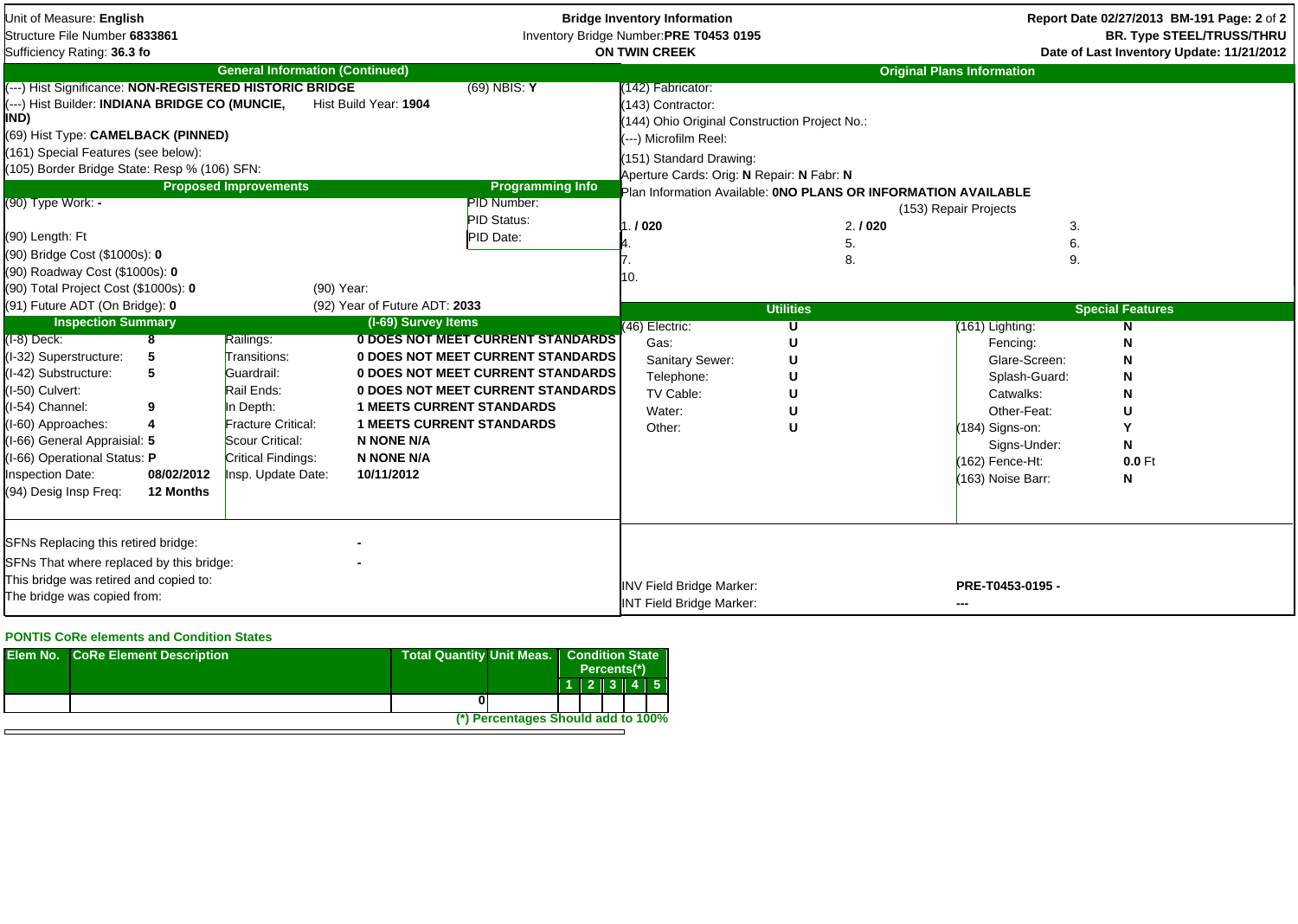Unit of Measure: **English**
Structure File Number **6833861**
Sufficiency Rating: **36.3 fo**

**Bridge Inventory Information**
Inventory Bridge Number: **PRE T0453 0195**
**ON TWIN CREEK**

**Report Date 02/27/2013 BM-191**
**BR. Type STEEL/TRUSS/THRU**
**Date of Last Inventory Update: 11/21/2012**

## General Information (Continued)

(---) Hist Significance: **NON-REGISTERED HISTORIC BRIDGE** — (69) NBIS: **Y**
(---) Hist Builder: **INDIANA BRIDGE CO (MUNCIE, IND)** — Hist Build Year: **1904**
(69) Hist Type: **CAMELBACK (PINNED)**
(161) Special Features (see below):
(105) Border Bridge State: Resp % (106) SFN:

## Proposed Improvements

(90) Type Work: **-**
(90) Length: Ft
(90) Bridge Cost ($1000s): **0**
(90) Roadway Cost ($1000s): **0**
(90) Total Project Cost ($1000s): **0** — (90) Year:
(91) Future ADT (On Bridge): **0** — (92) Year of Future ADT: **2033**

## Programming Info

PID Number:
PID Status:
PID Date:

## Original Plans Information

(142) Fabricator:
(143) Contractor:
(144) Ohio Original Construction Project No.:
(---) Microfilm Reel:
(151) Standard Drawing:
Aperture Cards: Orig: **N** Repair: **N** Fabr: **N**
Plan Information Available: **0NO PLANS OR INFORMATION AVAILABLE**

(153) Repair Projects

| | | |
|---|---|---|
| 1. **/ 020** | 2. **/ 020** | 3. |
| 4. | 5. | 6. |
| 7. | 8. | 9. |
| 10. | | |

## Inspection Summary

| Item | Value |
|---|---|
| (I-8) Deck: | 8 |
| (I-32) Superstructure: | 5 |
| (I-42) Substructure: | 5 |
| (I-50) Culvert: | |
| (I-54) Channel: | 9 |
| (I-60) Approaches: | 4 |
| (I-66) General Appraisial: | 5 |
| (I-66) Operational Status: | P |
| Inspection Date: | 08/02/2012 |
| (94) Desig Insp Freq: | 12 Months |

## (I-69) Survey Items

| Item | Value |
|---|---|
| Railings: | 0 DOES NOT MEET CURRENT STANDARDS |
| Transitions: | 0 DOES NOT MEET CURRENT STANDARDS |
| Guardrail: | 0 DOES NOT MEET CURRENT STANDARDS |
| Rail Ends: | 0 DOES NOT MEET CURRENT STANDARDS |
| In Depth: | 1 MEETS CURRENT STANDARDS |
| Fracture Critical: | 1 MEETS CURRENT STANDARDS |
| Scour Critical: | N NONE N/A |
| Critical Findings: | N NONE N/A |
| Insp. Update Date: | 10/11/2012 |

## Utilities

| Utility | Value |
|---|---|
| (46) Electric: | U |
| Gas: | U |
| Sanitary Sewer: | U |
| Telephone: | U |
| TV Cable: | U |
| Water: | U |
| Other: | U |

## Special Features

| Feature | Value |
|---|---|
| (161) Lighting: | N |
| Fencing: | N |
| Glare-Screen: | N |
| Splash-Guard: | N |
| Catwalks: | N |
| Other-Feat: | U |
| (184) Signs-on: | Y |
| Signs-Under: | N |
| (162) Fence-Ht: | 0.0 Ft |
| (163) Noise Barr: | N |

SFNs Replacing this retired bridge: **-**
SFNs That where replaced by this bridge: **-**
This bridge was retired and copied to:
The bridge was copied from:

INV Field Bridge Marker: **PRE-T0453-0195 -**
INT Field Bridge Marker: **---**

## PONTIS CoRe elements and Condition States

| Elem No. | CoRe Element Description | Total Quantity | Unit Meas. | Condition State Percents(*) 1 | 2 | 3 | 4 | 5 |
|---|---|---|---|---|---|---|---|---|
| | | 0 | | | | | | |

(*) Percentages Should add to 100%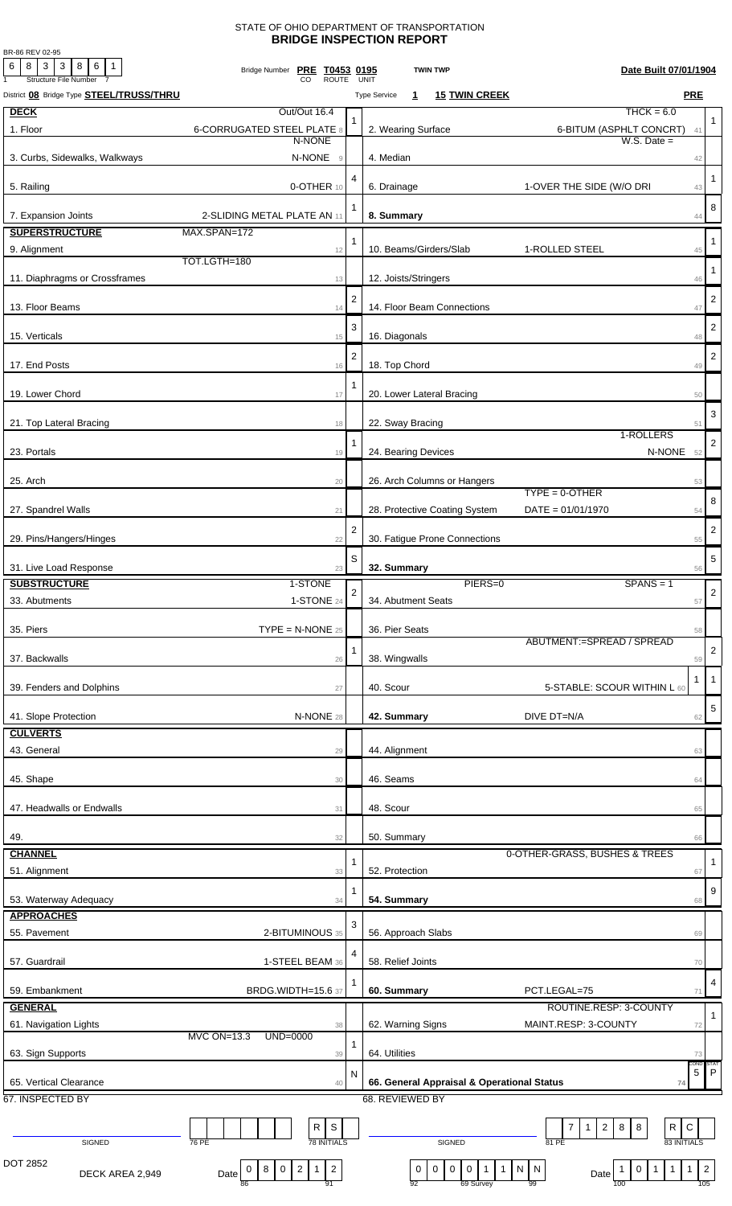STATE OF OHIO DEPARTMENT OF TRANSPORTATION

# BRIDGE INSPECTION REPORT

BR-86 REV 02-95

Structure File Number: 6 8 3 3 8 6 1

Bridge Number: PRE T0453 0195 (CO ROUTE UNIT) | TWIN TWP | Date Built 07/01/1904

District **08** Bridge Type **STEEL/TRUSS/THRU** | Type Service **1** **15 TWIN CREEK** | **PRE**

| Item | Description | Code | Item | Description | Code |
|---|---|---|---|---|---|
| **DECK** | Out/Out 16.4 | | | THCK = 6.0 | |
| 1. Floor | 6-CORRUGATED STEEL PLATE 8 | 1 | 2. Wearing Surface | 6-BITUM (ASPHLT CONCRT) 41 | 1 |
| 3. Curbs, Sidewalks, Walkways | N-NONE / N-NONE 9 | | 4. Median | W.S. Date = 42 | |
| 5. Railing | 0-OTHER 10 | 4 | 6. Drainage | 1-OVER THE SIDE (W/O DRI 43 | 1 |
| 7. Expansion Joints | 2-SLIDING METAL PLATE AN 11 | 1 | **8. Summary** | 44 | 8 |
| **SUPERSTRUCTURE** | MAX.SPAN=172 | | | | |
| 9. Alignment | 12 | 1 | 10. Beams/Girders/Slab | 1-ROLLED STEEL 45 | 1 |
| 11. Diaphragms or Crossframes | TOT.LGTH=180 13 | | 12. Joists/Stringers | 46 | 1 |
| 13. Floor Beams | 14 | 2 | 14. Floor Beam Connections | 47 | 2 |
| 15. Verticals | 15 | 3 | 16. Diagonals | 48 | 2 |
| 17. End Posts | 16 | 2 | 18. Top Chord | 49 | 2 |
| 19. Lower Chord | 17 | 1 | 20. Lower Lateral Bracing | 50 | |
| 21. Top Lateral Bracing | 18 | | 22. Sway Bracing | 51 | 3 |
| 23. Portals | 19 | 1 | 24. Bearing Devices | 1-ROLLERS / N-NONE 52 | 2 |
| 25. Arch | 20 | | 26. Arch Columns or Hangers | 53 | |
| 27. Spandrel Walls | 21 | | 28. Protective Coating System | TYPE = 0-OTHER / DATE = 01/01/1970 54 | 8 |
| 29. Pins/Hangers/Hinges | 22 | 2 | 30. Fatigue Prone Connections | 55 | 2 |
| 31. Live Load Response | 23 | S | **32. Summary** | 56 | 5 |
| **SUBSTRUCTURE** | 1-STONE | | | PIERS=0 SPANS = 1 | |
| 33. Abutments | 1-STONE 24 | 2 | 34. Abutment Seats | 57 | 2 |
| 35. Piers | TYPE = N-NONE 25 | | 36. Pier Seats | 58 | |
| 37. Backwalls | 26 | 1 | 38. Wingwalls | ABUTMENT:=SPREAD / SPREAD 59 | 2 |
| 39. Fenders and Dolphins | 27 | | 40. Scour | 5-STABLE: SCOUR WITHIN L 60 (1) | 1 |
| 41. Slope Protection | N-NONE 28 | | **42. Summary** | DIVE DT=N/A 62 | 5 |
| **CULVERTS** | | | | | |
| 43. General | 29 | | 44. Alignment | 63 | |
| 45. Shape | 30 | | 46. Seams | 64 | |
| 47. Headwalls or Endwalls | 31 | | 48. Scour | 65 | |
| 49. | 32 | | 50. Summary | 66 | |
| **CHANNEL** | | | | | |
| 51. Alignment | 33 | 1 | 52. Protection | 0-OTHER-GRASS, BUSHES & TREES 67 | 1 |
| 53. Waterway Adequacy | 34 | 1 | **54. Summary** | 68 | 9 |
| **APPROACHES** | | | | | |
| 55. Pavement | 2-BITUMINOUS 35 | 3 | 56. Approach Slabs | 69 | |
| 57. Guardrail | 1-STEEL BEAM 36 | 4 | 58. Relief Joints | 70 | |
| 59. Embankment | BRDG.WIDTH=15.6 37 | 1 | **60. Summary** | PCT.LEGAL=75 71 | 4 |
| **GENERAL** | | | | | |
| 61. Navigation Lights | 38 | | 62. Warning Signs | ROUTINE.RESP: 3-COUNTY / MAINT.RESP: 3-COUNTY 72 | 1 |
| 63. Sign Supports | MVC ON=13.3 UND=0000 39 | 1 | 64. Utilities | 73 | |
| 65. Vertical Clearance | 40 | N | **66. General Appraisal & Operational Status** | 74 | COND 5 / STAT P |

67. INSPECTED BY: SIGNED ______ 76 PE: | 78 INITIALS: R S

68. REVIEWED BY: SIGNED ______ 81 PE: 7 1 2 8 8 | 83 INITIALS: R C

DOT 2852

DECK AREA 2,949

Date (86–91): 0 8 0 2 1 2

69 Survey (92–99): 0 0 0 0 1 1 N N

Date (100–105): 1 0 1 1 1 2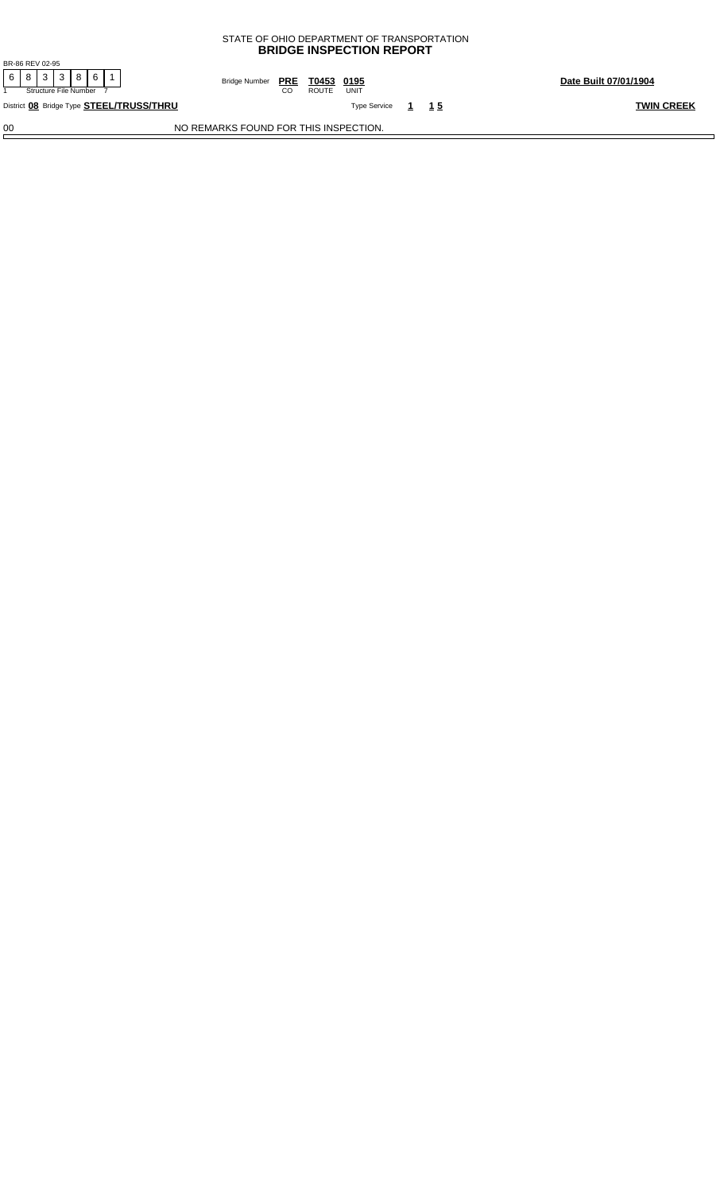STATE OF OHIO DEPARTMENT OF TRANSPORTATION

# BRIDGE INSPECTION REPORT

BR-86 REV 02-95

| 6 | 8 | 3 | 3 | 8 | 6 | 1 |
|---|---|---|---|---|---|---|

1 Structure File Number 7

Bridge Number **PRE** (CO) **T0453** (ROUTE) **0195** (UNIT)

**Date Built 07/01/1904**

District **08** Bridge Type **STEEL/TRUSS/THRU**

Type Service **1** **1 5**

**TWIN CREEK**

00 NO REMARKS FOUND FOR THIS INSPECTION.